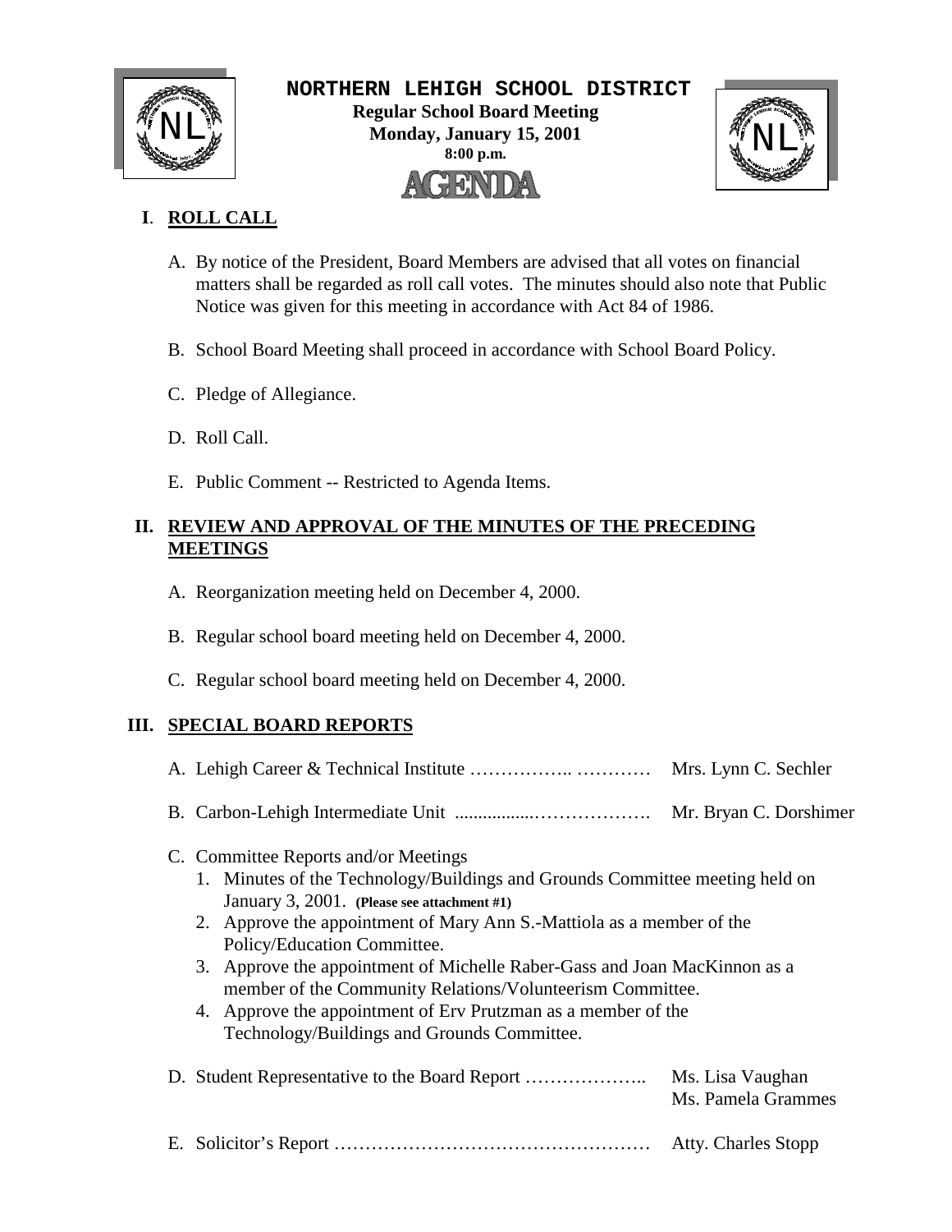# NORTHERN LEHIGH SCHOOL DISTRICT

**Regular School Board Meeting**
**Monday, January 15, 2001**
**8:00 p.m.**

# AGENDA

## I. ROLL CALL

A. By notice of the President, Board Members are advised that all votes on financial matters shall be regarded as roll call votes. The minutes should also note that Public Notice was given for this meeting in accordance with Act 84 of 1986.

B. School Board Meeting shall proceed in accordance with School Board Policy.

C. Pledge of Allegiance.

D. Roll Call.

E. Public Comment -- Restricted to Agenda Items.

## II. REVIEW AND APPROVAL OF THE MINUTES OF THE PRECEDING MEETINGS

A. Reorganization meeting held on December 4, 2000.

B. Regular school board meeting held on December 4, 2000.

C. Regular school board meeting held on December 4, 2000.

## III. SPECIAL BOARD REPORTS

A. Lehigh Career & Technical Institute …………….. ………… Mrs. Lynn C. Sechler

B. Carbon-Lehigh Intermediate Unit ................………………. Mr. Bryan C. Dorshimer

C. Committee Reports and/or Meetings

1. Minutes of the Technology/Buildings and Grounds Committee meeting held on January 3, 2001. **(Please see attachment #1)**
2. Approve the appointment of Mary Ann S.-Mattiola as a member of the Policy/Education Committee.
3. Approve the appointment of Michelle Raber-Gass and Joan MacKinnon as a member of the Community Relations/Volunteerism Committee.
4. Approve the appointment of Erv Prutzman as a member of the Technology/Buildings and Grounds Committee.

D. Student Representative to the Board Report ……………….. Ms. Lisa Vaughan, Ms. Pamela Grammes

E. Solicitor's Report …………………………………………… Atty. Charles Stopp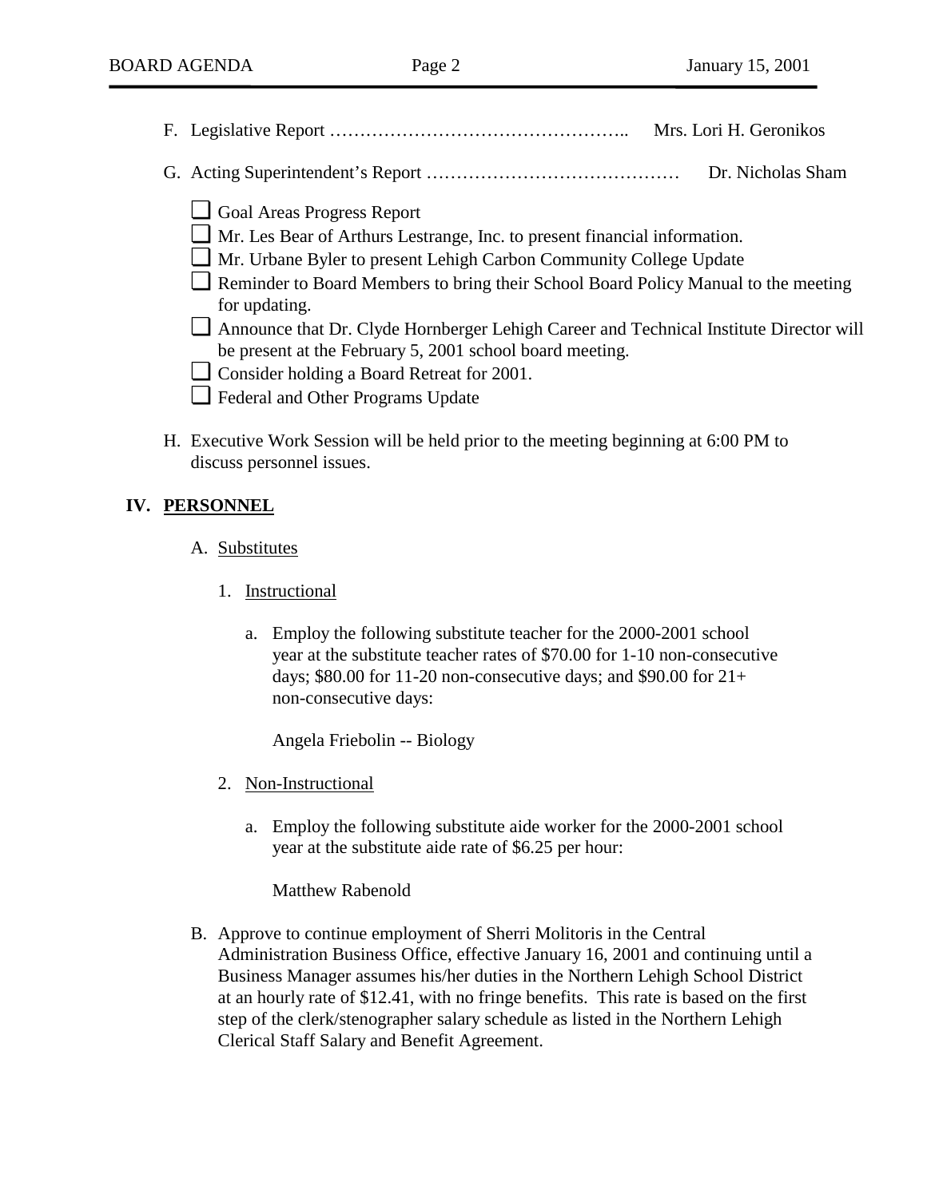F. Legislative Report ………………………………………….. Mrs. Lori H. Geronikos

G. Acting Superintendent's Report …………………………………… Dr. Nicholas Sham

- ❑ Goal Areas Progress Report
- ❑ Mr. Les Bear of Arthurs Lestrange, Inc. to present financial information.
- ❑ Mr. Urbane Byler to present Lehigh Carbon Community College Update
- ❑ Reminder to Board Members to bring their School Board Policy Manual to the meeting for updating.
- ❑ Announce that Dr. Clyde Hornberger Lehigh Career and Technical Institute Director will be present at the February 5, 2001 school board meeting.
- ❑ Consider holding a Board Retreat for 2001.
- ❑ Federal and Other Programs Update

H. Executive Work Session will be held prior to the meeting beginning at 6:00 PM to discuss personnel issues.

## IV. PERSONNEL

A. Substitutes

1. Instructional

   a. Employ the following substitute teacher for the 2000-2001 school year at the substitute teacher rates of $70.00 for 1-10 non-consecutive days; $80.00 for 11-20 non-consecutive days; and $90.00 for 21+ non-consecutive days:

   Angela Friebolin -- Biology

2. Non-Instructional

   a. Employ the following substitute aide worker for the 2000-2001 school year at the substitute aide rate of $6.25 per hour:

   Matthew Rabenold

B. Approve to continue employment of Sherri Molitoris in the Central Administration Business Office, effective January 16, 2001 and continuing until a Business Manager assumes his/her duties in the Northern Lehigh School District at an hourly rate of $12.41, with no fringe benefits. This rate is based on the first step of the clerk/stenographer salary schedule as listed in the Northern Lehigh Clerical Staff Salary and Benefit Agreement.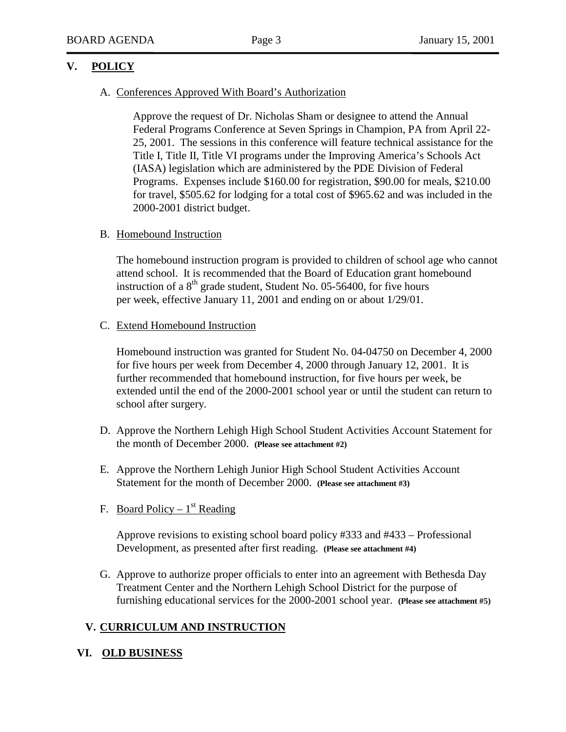## V. POLICY

A. Conferences Approved With Board's Authorization

Approve the request of Dr. Nicholas Sham or designee to attend the Annual Federal Programs Conference at Seven Springs in Champion, PA from April 22-25, 2001. The sessions in this conference will feature technical assistance for the Title I, Title II, Title VI programs under the Improving America's Schools Act (IASA) legislation which are administered by the PDE Division of Federal Programs. Expenses include $160.00 for registration, $90.00 for meals, $210.00 for travel, $505.62 for lodging for a total cost of $965.62 and was included in the 2000-2001 district budget.

B. Homebound Instruction

The homebound instruction program is provided to children of school age who cannot attend school. It is recommended that the Board of Education grant homebound instruction of a 8th grade student, Student No. 05-56400, for five hours per week, effective January 11, 2001 and ending on or about 1/29/01.

C. Extend Homebound Instruction

Homebound instruction was granted for Student No. 04-04750 on December 4, 2000 for five hours per week from December 4, 2000 through January 12, 2001. It is further recommended that homebound instruction, for five hours per week, be extended until the end of the 2000-2001 school year or until the student can return to school after surgery.

D. Approve the Northern Lehigh High School Student Activities Account Statement for the month of December 2000. **(Please see attachment #2)**

E. Approve the Northern Lehigh Junior High School Student Activities Account Statement for the month of December 2000. **(Please see attachment #3)**

F. Board Policy – 1st Reading

Approve revisions to existing school board policy #333 and #433 – Professional Development, as presented after first reading. **(Please see attachment #4)**

G. Approve to authorize proper officials to enter into an agreement with Bethesda Day Treatment Center and the Northern Lehigh School District for the purpose of furnishing educational services for the 2000-2001 school year. **(Please see attachment #5)**

## V. CURRICULUM AND INSTRUCTION

## VI. OLD BUSINESS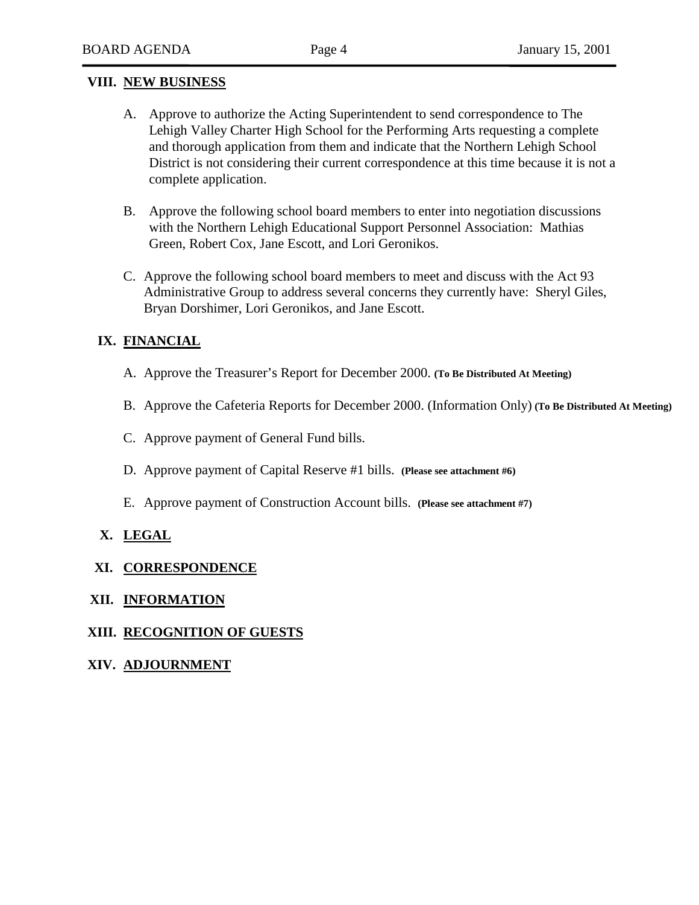## VIII. NEW BUSINESS

A. Approve to authorize the Acting Superintendent to send correspondence to The Lehigh Valley Charter High School for the Performing Arts requesting a complete and thorough application from them and indicate that the Northern Lehigh School District is not considering their current correspondence at this time because it is not a complete application.

B. Approve the following school board members to enter into negotiation discussions with the Northern Lehigh Educational Support Personnel Association: Mathias Green, Robert Cox, Jane Escott, and Lori Geronikos.

C. Approve the following school board members to meet and discuss with the Act 93 Administrative Group to address several concerns they currently have: Sheryl Giles, Bryan Dorshimer, Lori Geronikos, and Jane Escott.

## IX. FINANCIAL

A. Approve the Treasurer's Report for December 2000. **(To Be Distributed At Meeting)**

B. Approve the Cafeteria Reports for December 2000. (Information Only) **(To Be Distributed At Meeting)**

C. Approve payment of General Fund bills.

D. Approve payment of Capital Reserve #1 bills. **(Please see attachment #6)**

E. Approve payment of Construction Account bills. **(Please see attachment #7)**

## X. LEGAL

## XI. CORRESPONDENCE

## XII. INFORMATION

## XIII. RECOGNITION OF GUESTS

## XIV. ADJOURNMENT